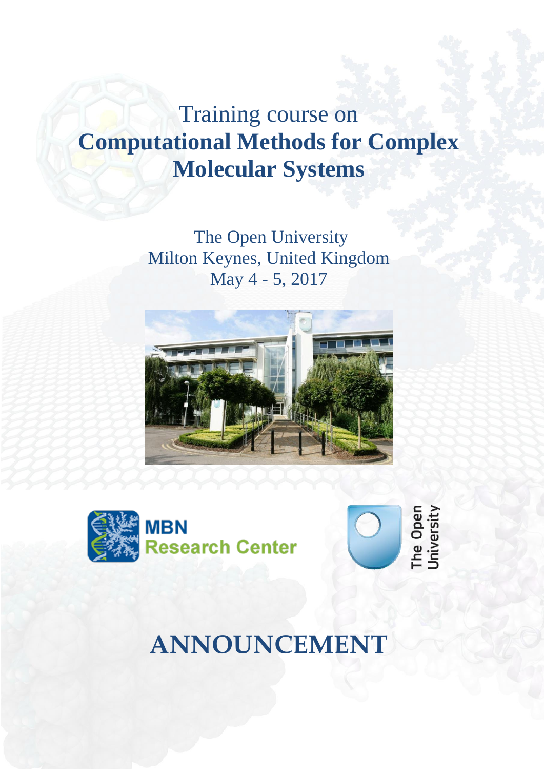Training course on

# Computational Methods for Complex Molecular Systems

The Open University
Milton Keynes, United Kingdom
May 4 - 5, 2017

MBN Research Center

The Open University

# ANNOUNCEMENT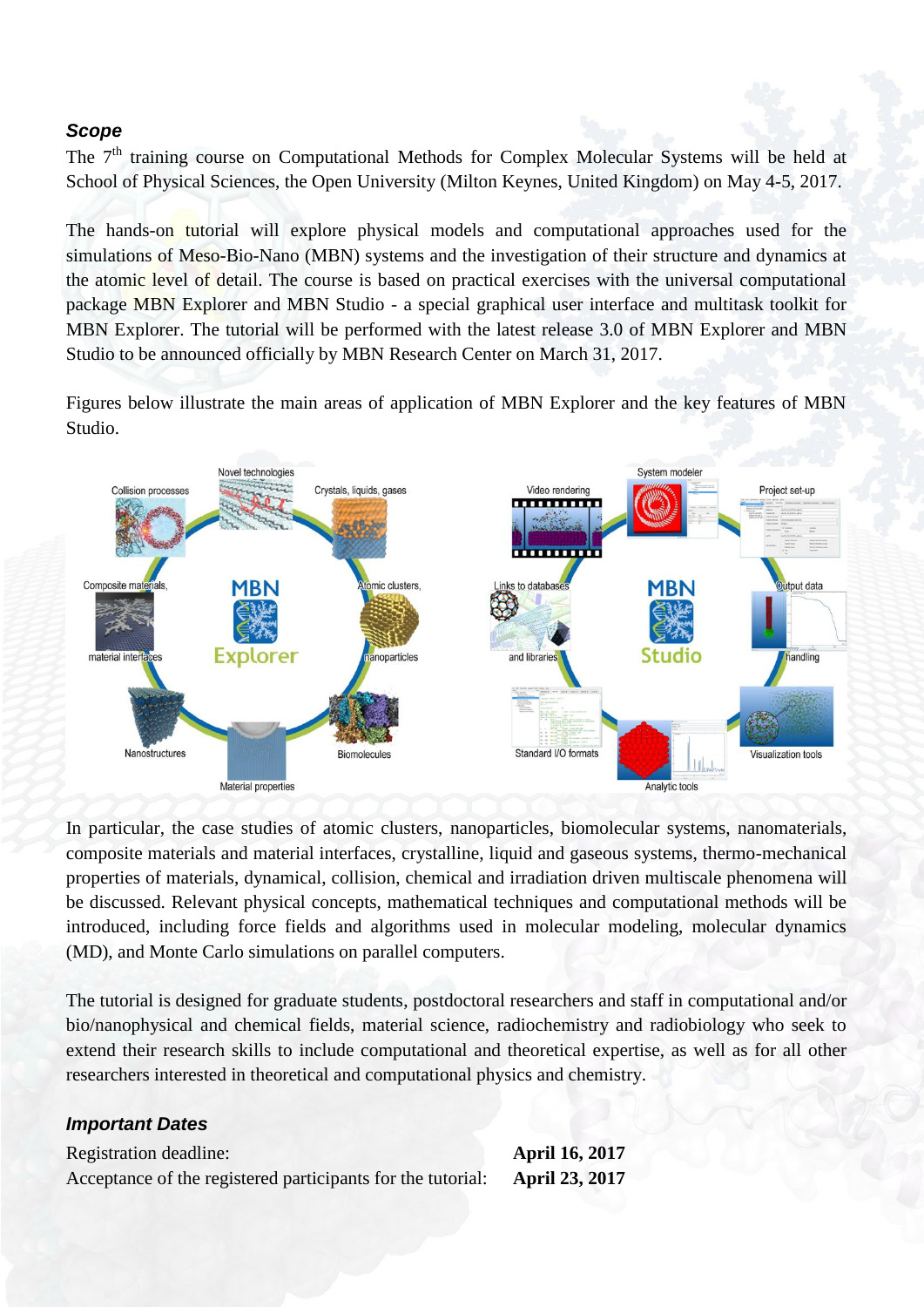### *Scope*

The 7th training course on Computational Methods for Complex Molecular Systems will be held at School of Physical Sciences, the Open University (Milton Keynes, United Kingdom) on May 4-5, 2017.

The hands-on tutorial will explore physical models and computational approaches used for the simulations of Meso-Bio-Nano (MBN) systems and the investigation of their structure and dynamics at the atomic level of detail. The course is based on practical exercises with the universal computational package MBN Explorer and MBN Studio - a special graphical user interface and multitask toolkit for MBN Explorer. The tutorial will be performed with the latest release 3.0 of MBN Explorer and MBN Studio to be announced officially by MBN Research Center on March 31, 2017.

Figures below illustrate the main areas of application of MBN Explorer and the key features of MBN Studio.

In particular, the case studies of atomic clusters, nanoparticles, biomolecular systems, nanomaterials, composite materials and material interfaces, crystalline, liquid and gaseous systems, thermo-mechanical properties of materials, dynamical, collision, chemical and irradiation driven multiscale phenomena will be discussed. Relevant physical concepts, mathematical techniques and computational methods will be introduced, including force fields and algorithms used in molecular modeling, molecular dynamics (MD), and Monte Carlo simulations on parallel computers.

The tutorial is designed for graduate students, postdoctoral researchers and staff in computational and/or bio/nanophysical and chemical fields, material science, radiochemistry and radiobiology who seek to extend their research skills to include computational and theoretical expertise, as well as for all other researchers interested in theoretical and computational physics and chemistry.

### *Important Dates*

| | |
|---|---|
| Registration deadline: | **April 16, 2017** |
| Acceptance of the registered participants for the tutorial: | **April 23, 2017** |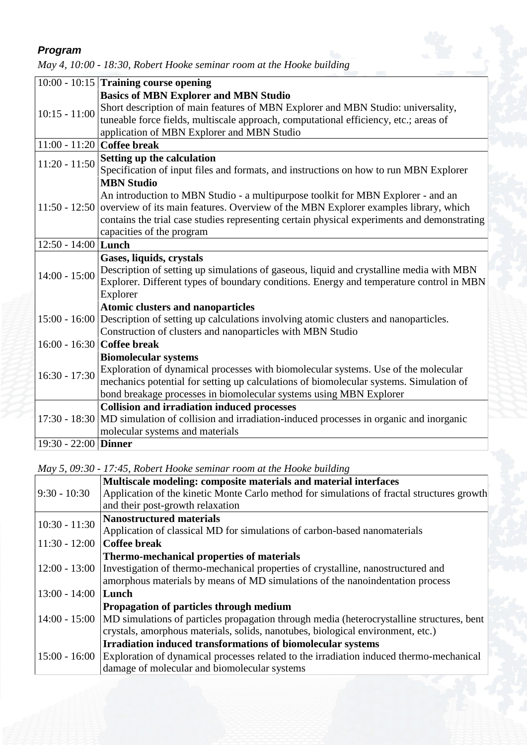***Program***

*May 4, 10:00 - 18:30, Robert Hooke seminar room at the Hooke building*

| | |
|---|---|
| 10:00 - 10:15 | **Training course opening** |
| 10:15 - 11:00 | **Basics of MBN Explorer and MBN Studio**<br>Short description of main features of MBN Explorer and MBN Studio: universality, tuneable force fields, multiscale approach, computational efficiency, etc.; areas of application of MBN Explorer and MBN Studio |
| 11:00 - 11:20 | **Coffee break** |
| 11:20 - 11:50 | **Setting up the calculation**<br>Specification of input files and formats, and instructions on how to run MBN Explorer |
| 11:50 - 12:50 | **MBN Studio**<br>An introduction to MBN Studio - a multipurpose toolkit for MBN Explorer - and an overview of its main features. Overview of the MBN Explorer examples library, which contains the trial case studies representing certain physical experiments and demonstrating capacities of the program |
| 12:50 - 14:00 | **Lunch** |
| 14:00 - 15:00 | **Gases, liquids, crystals**<br>Description of setting up simulations of gaseous, liquid and crystalline media with MBN Explorer. Different types of boundary conditions. Energy and temperature control in MBN Explorer |
| 15:00 - 16:00 | **Atomic clusters and nanoparticles**<br>Description of setting up calculations involving atomic clusters and nanoparticles. Construction of clusters and nanoparticles with MBN Studio |
| 16:00 - 16:30 | **Coffee break** |
| 16:30 - 17:30 | **Biomolecular systems**<br>Exploration of dynamical processes with biomolecular systems. Use of the molecular mechanics potential for setting up calculations of biomolecular systems. Simulation of bond breakage processes in biomolecular systems using MBN Explorer |
| 17:30 - 18:30 | **Collision and irradiation induced processes**<br>MD simulation of collision and irradiation-induced processes in organic and inorganic molecular systems and materials |
| 19:30 - 22:00 | **Dinner** |

*May 5, 09:30 - 17:45, Robert Hooke seminar room at the Hooke building*

| | |
|---|---|
| 9:30 - 10:30 | **Multiscale modeling: composite materials and material interfaces**<br>Application of the kinetic Monte Carlo method for simulations of fractal structures growth and their post-growth relaxation |
| 10:30 - 11:30 | **Nanostructured materials**<br>Application of classical MD for simulations of carbon-based nanomaterials |
| 11:30 - 12:00 | **Coffee break** |
| 12:00 - 13:00 | **Thermo-mechanical properties of materials**<br>Investigation of thermo-mechanical properties of crystalline, nanostructured and amorphous materials by means of MD simulations of the nanoindentation process |
| 13:00 - 14:00 | **Lunch** |
| 14:00 - 15:00 | **Propagation of particles through medium**<br>MD simulations of particles propagation through media (heterocrystalline structures, bent crystals, amorphous materials, solids, nanotubes, biological environment, etc.) |
| 15:00 - 16:00 | **Irradiation induced transformations of biomolecular systems**<br>Exploration of dynamical processes related to the irradiation induced thermo-mechanical damage of molecular and biomolecular systems |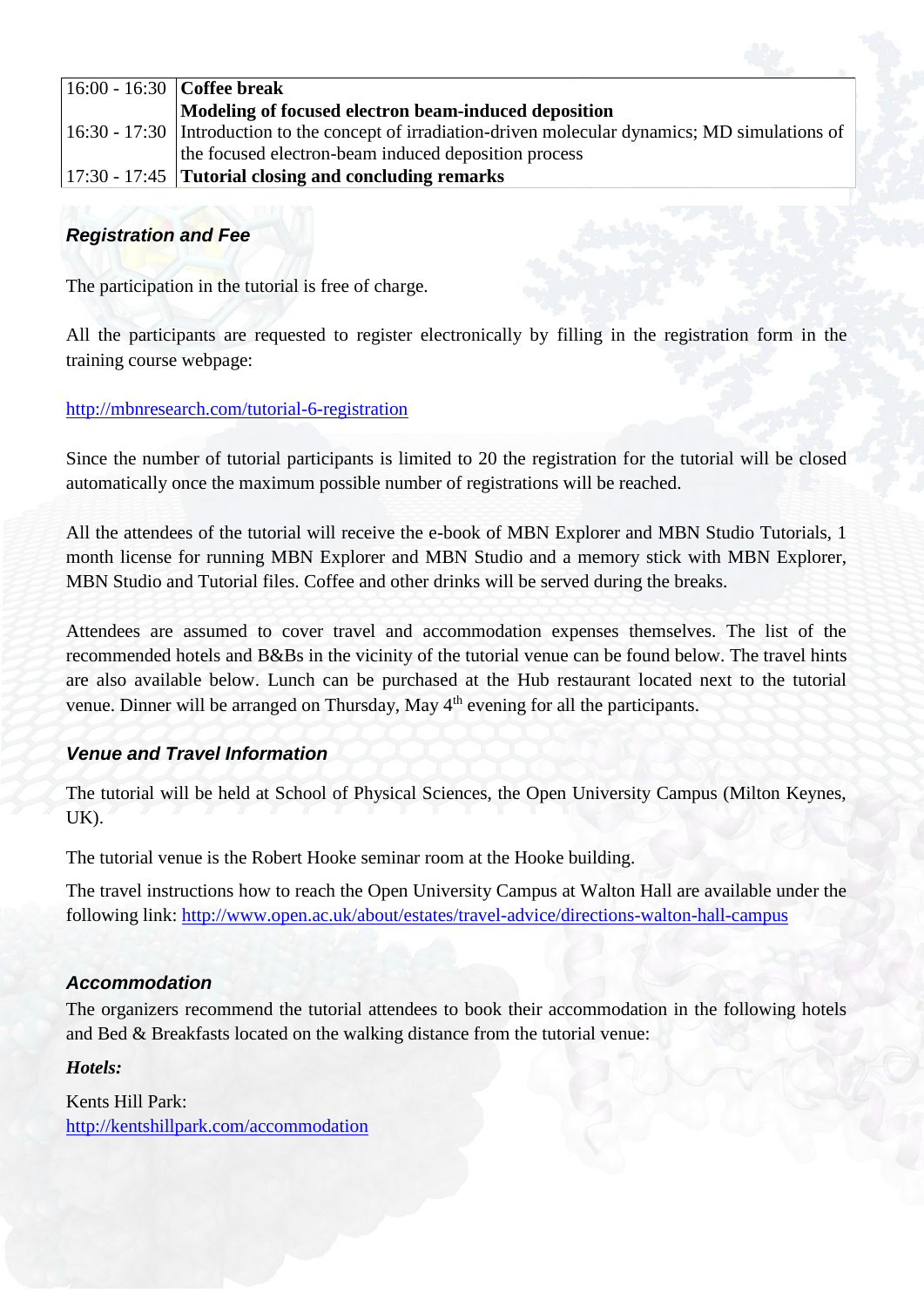| | |
|---|---|
| 16:00 - 16:30 | **Coffee break** |
| 16:30 - 17:30 | **Modeling of focused electron beam-induced deposition** Introduction to the concept of irradiation-driven molecular dynamics; MD simulations of the focused electron-beam induced deposition process |
| 17:30 - 17:45 | **Tutorial closing and concluding remarks** |

### *Registration and Fee*

The participation in the tutorial is free of charge.

All the participants are requested to register electronically by filling in the registration form in the training course webpage:

http://mbnresearch.com/tutorial-6-registration

Since the number of tutorial participants is limited to 20 the registration for the tutorial will be closed automatically once the maximum possible number of registrations will be reached.

All the attendees of the tutorial will receive the e-book of MBN Explorer and MBN Studio Tutorials, 1 month license for running MBN Explorer and MBN Studio and a memory stick with MBN Explorer, MBN Studio and Tutorial files. Coffee and other drinks will be served during the breaks.

Attendees are assumed to cover travel and accommodation expenses themselves. The list of the recommended hotels and B&Bs in the vicinity of the tutorial venue can be found below. The travel hints are also available below. Lunch can be purchased at the Hub restaurant located next to the tutorial venue. Dinner will be arranged on Thursday, May 4th evening for all the participants.

### *Venue and Travel Information*

The tutorial will be held at School of Physical Sciences, the Open University Campus (Milton Keynes, UK).

The tutorial venue is the Robert Hooke seminar room at the Hooke building.

The travel instructions how to reach the Open University Campus at Walton Hall are available under the following link: http://www.open.ac.uk/about/estates/travel-advice/directions-walton-hall-campus

### *Accommodation*

The organizers recommend the tutorial attendees to book their accommodation in the following hotels and Bed & Breakfasts located on the walking distance from the tutorial venue:

***Hotels:***

Kents Hill Park:
http://kentshillpark.com/accommodation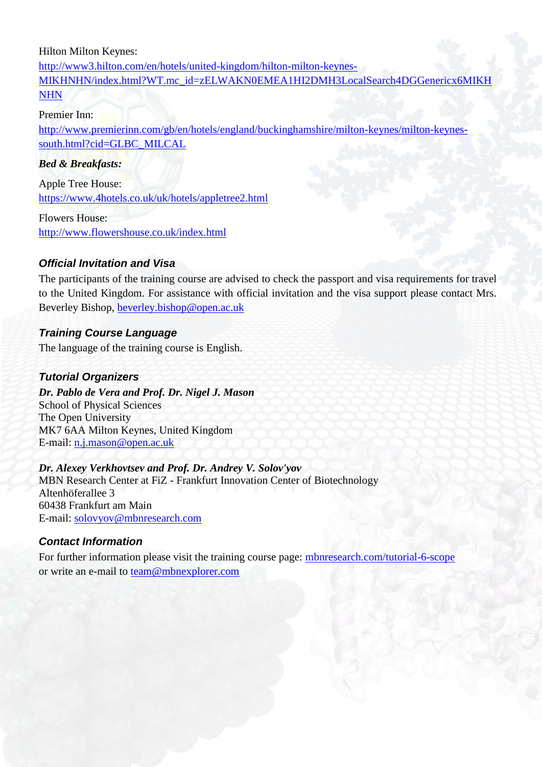Hilton Milton Keynes:
http://www3.hilton.com/en/hotels/united-kingdom/hilton-milton-keynes-MIKHNHN/index.html?WT.mc_id=zELWAKN0EMEA1HI2DMH3LocalSearch4DGGenericx6MIKHNHN

Premier Inn:
http://www.premierinn.com/gb/en/hotels/england/buckinghamshire/milton-keynes/milton-keynes-south.html?cid=GLBC_MILCAL

***Bed & Breakfasts:***

Apple Tree House:
https://www.4hotels.co.uk/uk/hotels/appletree2.html

Flowers House:
http://www.flowershouse.co.uk/index.html

### *Official Invitation and Visa*

The participants of the training course are advised to check the passport and visa requirements for travel to the United Kingdom. For assistance with official invitation and the visa support please contact Mrs. Beverley Bishop, beverley.bishop@open.ac.uk

### *Training Course Language*

The language of the training course is English.

### *Tutorial Organizers*

***Dr. Pablo de Vera and Prof. Dr. Nigel J. Mason***
School of Physical Sciences
The Open University
MK7 6AA Milton Keynes, United Kingdom
E-mail: n.j.mason@open.ac.uk

***Dr. Alexey Verkhovtsev and Prof. Dr. Andrey V. Solov'yov***
MBN Research Center at FiZ - Frankfurt Innovation Center of Biotechnology
Altenhöferallee 3
60438 Frankfurt am Main
E-mail: solovyov@mbnresearch.com

### *Contact Information*

For further information please visit the training course page: mbnresearch.com/tutorial-6-scope
or write an e-mail to team@mbnexplorer.com